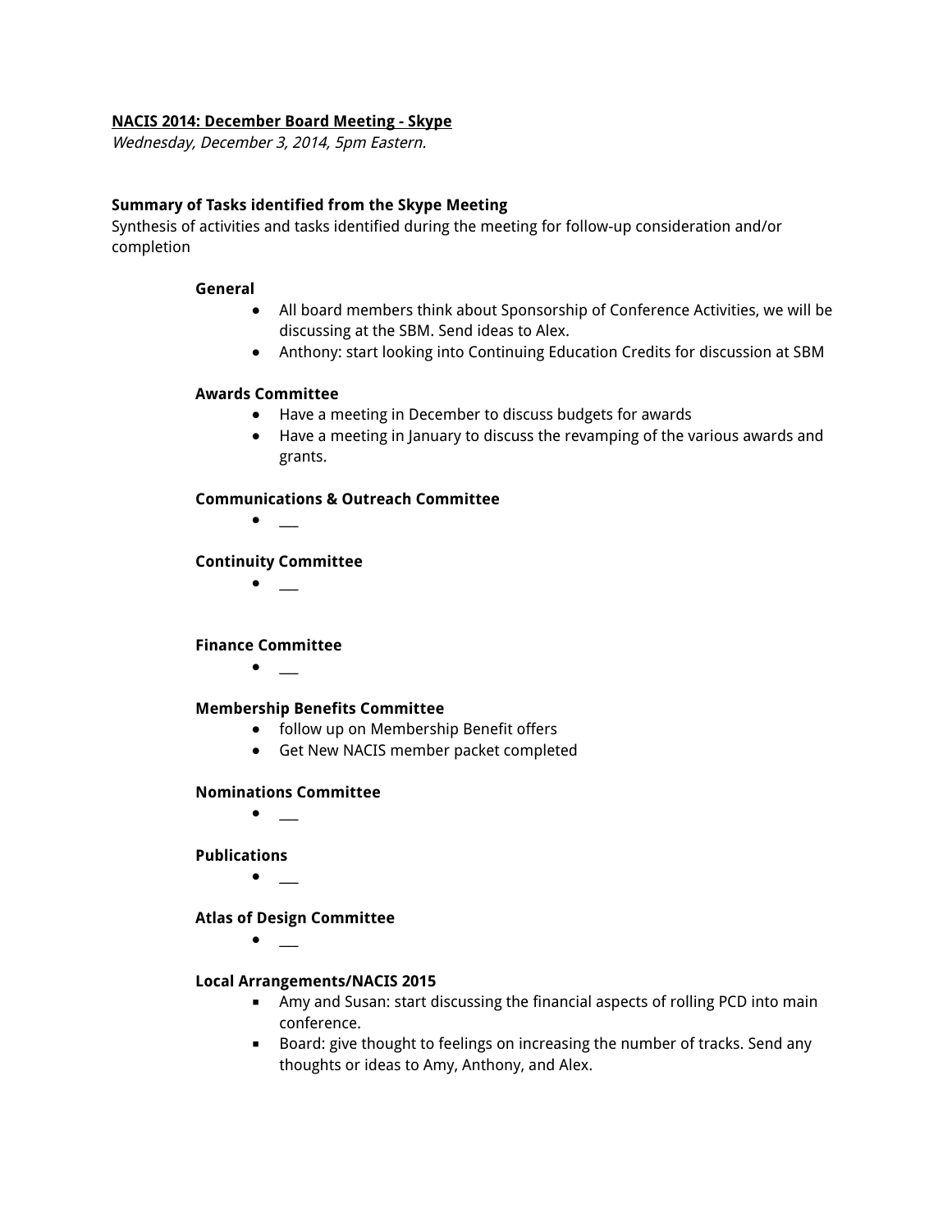**NACIS 2014: December Board Meeting - Skype**

*Wednesday, December 3, 2014, 5pm Eastern.*

**Summary of Tasks identified from the Skype Meeting**

Synthesis of activities and tasks identified during the meeting for follow-up consideration and/or completion

**General**

- All board members think about Sponsorship of Conference Activities, we will be discussing at the SBM. Send ideas to Alex.
- Anthony: start looking into Continuing Education Credits for discussion at SBM

**Awards Committee**

- Have a meeting in December to discuss budgets for awards
- Have a meeting in January to discuss the revamping of the various awards and grants.

**Communications & Outreach Committee**

- ___

**Continuity Committee**

- ___

**Finance Committee**

- ___

**Membership Benefits Committee**

- follow up on Membership Benefit offers
- Get New NACIS member packet completed

**Nominations Committee**

- ___

**Publications**

- ___

**Atlas of Design Committee**

- ___

**Local Arrangements/NACIS 2015**

- Amy and Susan: start discussing the financial aspects of rolling PCD into main conference.
- Board: give thought to feelings on increasing the number of tracks. Send any thoughts or ideas to Amy, Anthony, and Alex.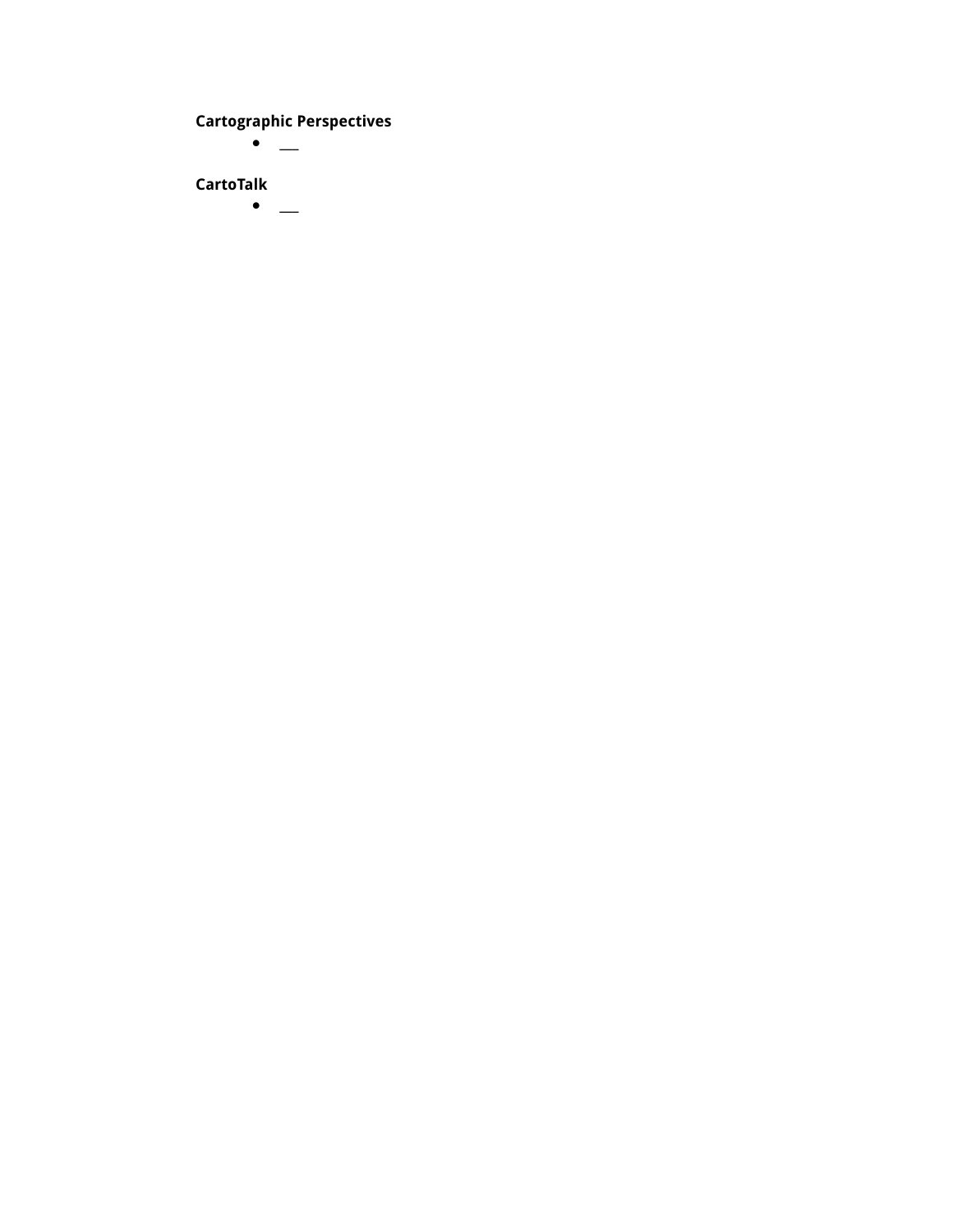**Cartographic Perspectives**

- ___

**CartoTalk**

- ___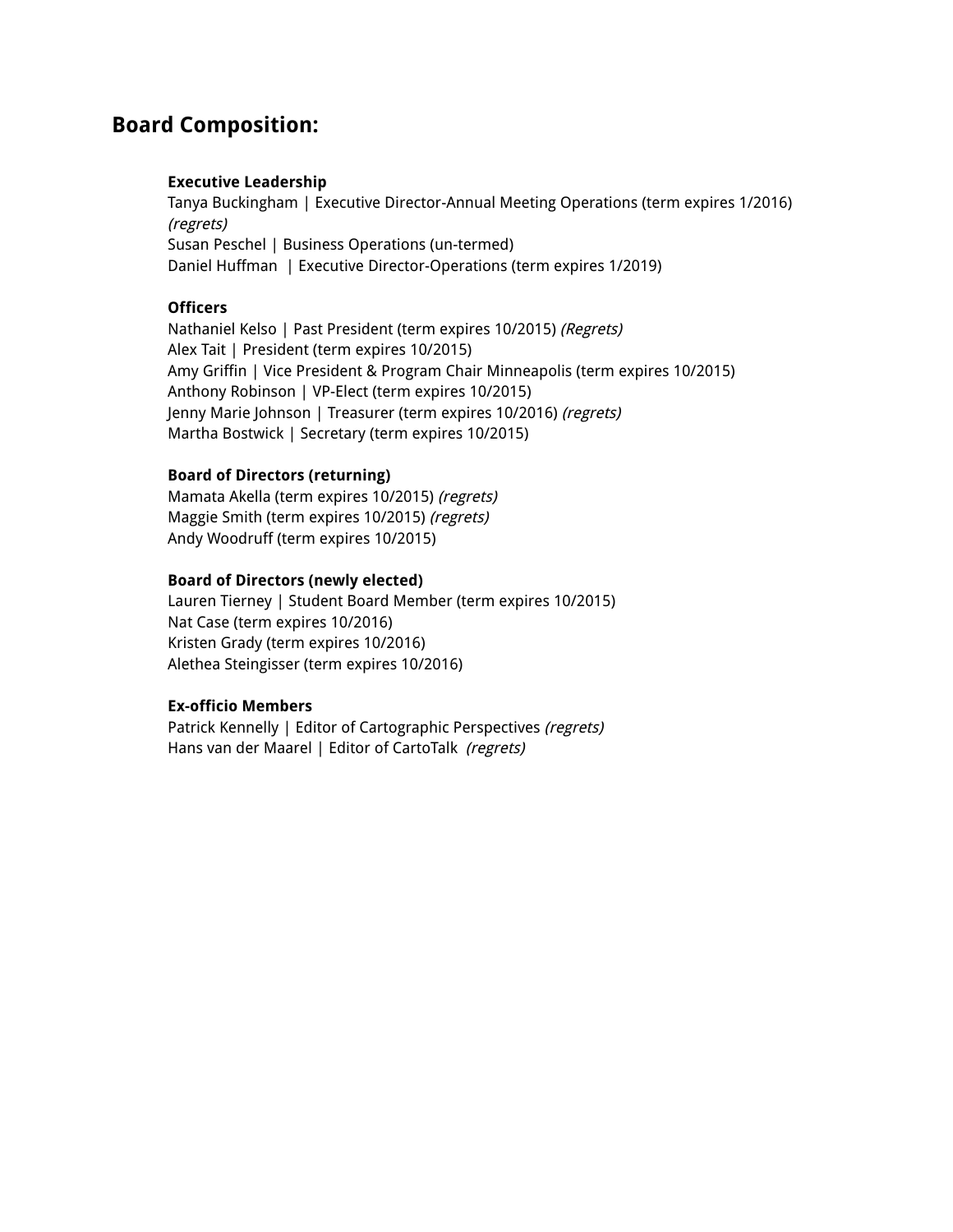## Board Composition:

**Executive Leadership**
Tanya Buckingham | Executive Director-Annual Meeting Operations (term expires 1/2016) *(regrets)*
Susan Peschel | Business Operations (un-termed)
Daniel Huffman | Executive Director-Operations (term expires 1/2019)

**Officers**
Nathaniel Kelso | Past President (term expires 10/2015) *(Regrets)*
Alex Tait | President (term expires 10/2015)
Amy Griffin | Vice President & Program Chair Minneapolis (term expires 10/2015)
Anthony Robinson | VP-Elect (term expires 10/2015)
Jenny Marie Johnson | Treasurer (term expires 10/2016) *(regrets)*
Martha Bostwick | Secretary (term expires 10/2015)

**Board of Directors (returning)**
Mamata Akella (term expires 10/2015) *(regrets)*
Maggie Smith (term expires 10/2015) *(regrets)*
Andy Woodruff (term expires 10/2015)

**Board of Directors (newly elected)**
Lauren Tierney | Student Board Member (term expires 10/2015)
Nat Case (term expires 10/2016)
Kristen Grady (term expires 10/2016)
Alethea Steingisser (term expires 10/2016)

**Ex-officio Members**
Patrick Kennelly | Editor of Cartographic Perspectives *(regrets)*
Hans van der Maarel | Editor of CartoTalk *(regrets)*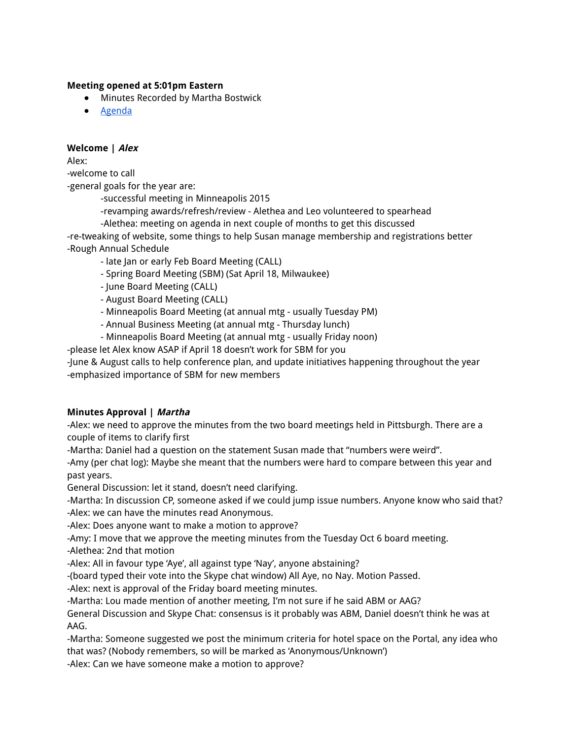**Meeting opened at 5:01pm Eastern**

- Minutes Recorded by Martha Bostwick
- [Agenda]()

**Welcome | *Alex***

Alex:

-welcome to call

-general goals for the year are:

-successful meeting in Minneapolis 2015

-revamping awards/refresh/review - Alethea and Leo volunteered to spearhead

-Alethea: meeting on agenda in next couple of months to get this discussed

-re-tweaking of website, some things to help Susan manage membership and registrations better

-Rough Annual Schedule

- late Jan or early Feb Board Meeting (CALL)
- Spring Board Meeting (SBM) (Sat April 18, Milwaukee)
- June Board Meeting (CALL)
- August Board Meeting (CALL)
- Minneapolis Board Meeting (at annual mtg - usually Tuesday PM)
- Annual Business Meeting (at annual mtg - Thursday lunch)
- Minneapolis Board Meeting (at annual mtg - usually Friday noon)

-please let Alex know ASAP if April 18 doesn't work for SBM for you

-June & August calls to help conference plan, and update initiatives happening throughout the year

-emphasized importance of SBM for new members

**Minutes Approval | *Martha***

-Alex: we need to approve the minutes from the two board meetings held in Pittsburgh. There are a couple of items to clarify first

-Martha: Daniel had a question on the statement Susan made that "numbers were weird".

-Amy (per chat log): Maybe she meant that the numbers were hard to compare between this year and past years.

General Discussion: let it stand, doesn't need clarifying.

-Martha: In discussion CP, someone asked if we could jump issue numbers. Anyone know who said that?

-Alex: we can have the minutes read Anonymous.

-Alex: Does anyone want to make a motion to approve?

-Amy: I move that we approve the meeting minutes from the Tuesday Oct 6 board meeting.

-Alethea: 2nd that motion

-Alex: All in favour type 'Aye', all against type 'Nay', anyone abstaining?

-(board typed their vote into the Skype chat window) All Aye, no Nay. Motion Passed.

-Alex: next is approval of the Friday board meeting minutes.

-Martha: Lou made mention of another meeting, I'm not sure if he said ABM or AAG?

General Discussion and Skype Chat: consensus is it probably was ABM, Daniel doesn't think he was at AAG.

-Martha: Someone suggested we post the minimum criteria for hotel space on the Portal, any idea who that was? (Nobody remembers, so will be marked as 'Anonymous/Unknown')

-Alex: Can we have someone make a motion to approve?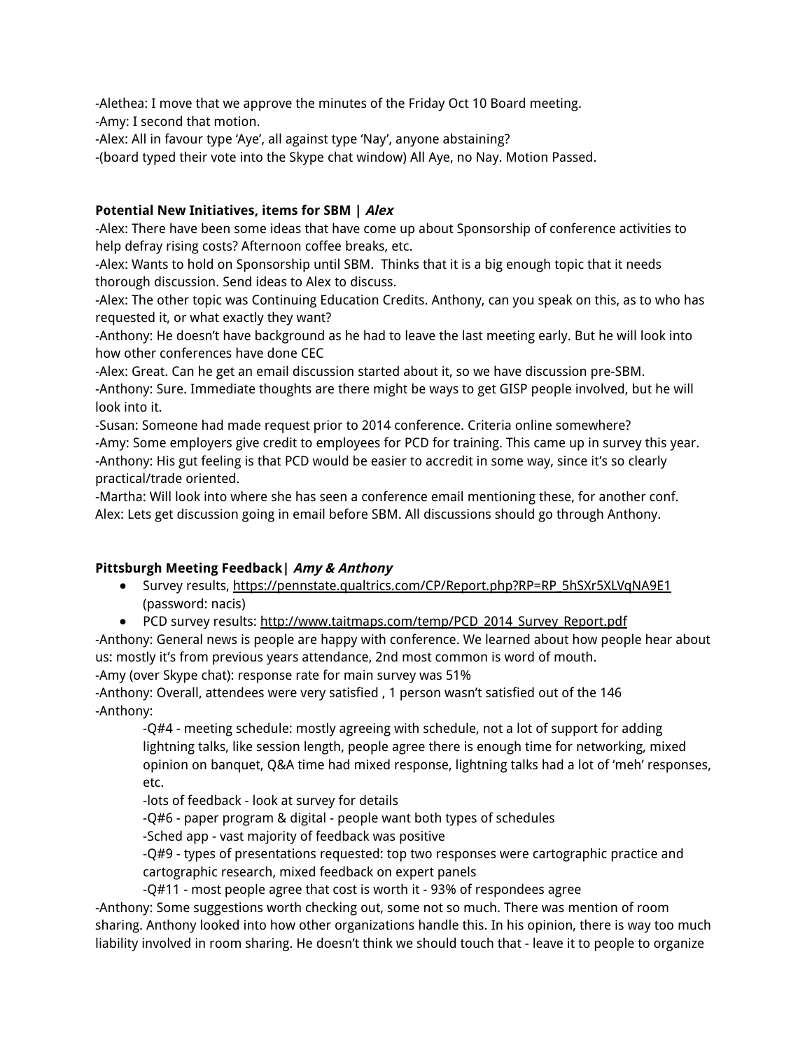-Alethea: I move that we approve the minutes of the Friday Oct 10 Board meeting.
-Amy: I second that motion.
-Alex: All in favour type 'Aye', all against type 'Nay', anyone abstaining?
-(board typed their vote into the Skype chat window) All Aye, no Nay. Motion Passed.

**Potential New Initiatives, items for SBM | *Alex***

-Alex: There have been some ideas that have come up about Sponsorship of conference activities to help defray rising costs? Afternoon coffee breaks, etc.
-Alex: Wants to hold on Sponsorship until SBM. Thinks that it is a big enough topic that it needs thorough discussion. Send ideas to Alex to discuss.
-Alex: The other topic was Continuing Education Credits. Anthony, can you speak on this, as to who has requested it, or what exactly they want?
-Anthony: He doesn't have background as he had to leave the last meeting early. But he will look into how other conferences have done CEC
-Alex: Great. Can he get an email discussion started about it, so we have discussion pre-SBM.
-Anthony: Sure. Immediate thoughts are there might be ways to get GISP people involved, but he will look into it.
-Susan: Someone had made request prior to 2014 conference. Criteria online somewhere?
-Amy: Some employers give credit to employees for PCD for training. This came up in survey this year.
-Anthony: His gut feeling is that PCD would be easier to accredit in some way, since it's so clearly practical/trade oriented.
-Martha: Will look into where she has seen a conference email mentioning these, for another conf.
Alex: Lets get discussion going in email before SBM. All discussions should go through Anthony.

**Pittsburgh Meeting Feedback| *Amy & Anthony***

- Survey results, https://pennstate.qualtrics.com/CP/Report.php?RP=RP_5hSXr5XLVqNA9E1 (password: nacis)
- PCD survey results: http://www.taitmaps.com/temp/PCD_2014_Survey_Report.pdf

-Anthony: General news is people are happy with conference. We learned about how people hear about us: mostly it's from previous years attendance, 2nd most common is word of mouth.
-Amy (over Skype chat): response rate for main survey was 51%
-Anthony: Overall, attendees were very satisfied , 1 person wasn't satisfied out of the 146
-Anthony:

> -Q#4 - meeting schedule: mostly agreeing with schedule, not a lot of support for adding lightning talks, like session length, people agree there is enough time for networking, mixed opinion on banquet, Q&A time had mixed response, lightning talks had a lot of 'meh' responses, etc.
> -lots of feedback - look at survey for details
> -Q#6 - paper program & digital - people want both types of schedules
> -Sched app - vast majority of feedback was positive
> -Q#9 - types of presentations requested: top two responses were cartographic practice and cartographic research, mixed feedback on expert panels
> -Q#11 - most people agree that cost is worth it - 93% of respondees agree

-Anthony: Some suggestions worth checking out, some not so much. There was mention of room sharing. Anthony looked into how other organizations handle this. In his opinion, there is way too much liability involved in room sharing. He doesn't think we should touch that - leave it to people to organize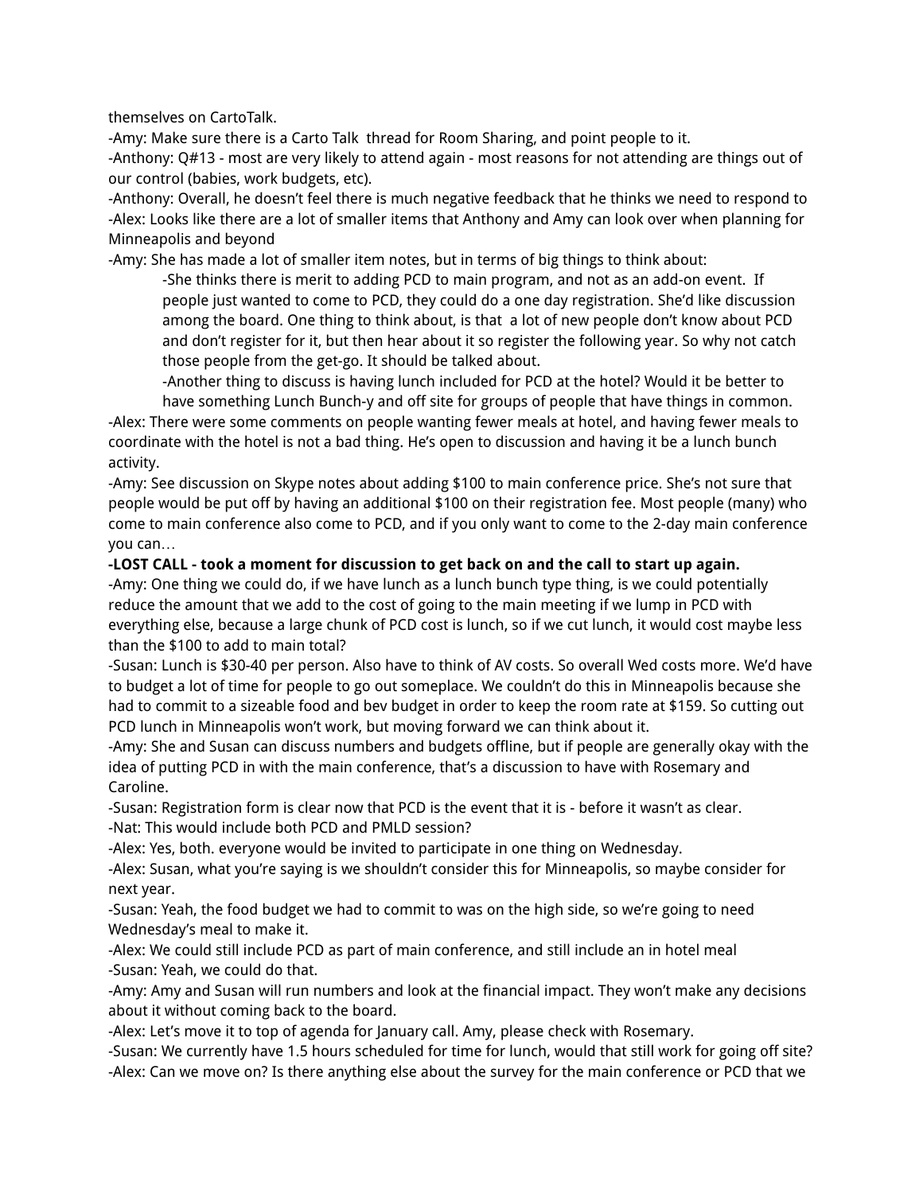themselves on CartoTalk.

-Amy: Make sure there is a Carto Talk  thread for Room Sharing, and point people to it.

-Anthony: Q#13 - most are very likely to attend again - most reasons for not attending are things out of our control (babies, work budgets, etc).

-Anthony: Overall, he doesn't feel there is much negative feedback that he thinks we need to respond to

-Alex: Looks like there are a lot of smaller items that Anthony and Amy can look over when planning for Minneapolis and beyond

-Amy: She has made a lot of smaller item notes, but in terms of big things to think about:

> -She thinks there is merit to adding PCD to main program, and not as an add-on event.  If people just wanted to come to PCD, they could do a one day registration. She'd like discussion among the board. One thing to think about, is that  a lot of new people don't know about PCD and don't register for it, but then hear about it so register the following year. So why not catch those people from the get-go. It should be talked about.
>
> -Another thing to discuss is having lunch included for PCD at the hotel? Would it be better to have something Lunch Bunch-y and off site for groups of people that have things in common.

-Alex: There were some comments on people wanting fewer meals at hotel, and having fewer meals to coordinate with the hotel is not a bad thing. He's open to discussion and having it be a lunch bunch activity.

-Amy: See discussion on Skype notes about adding $100 to main conference price. She's not sure that people would be put off by having an additional $100 on their registration fee. Most people (many) who come to main conference also come to PCD, and if you only want to come to the 2-day main conference you can…

**-LOST CALL - took a moment for discussion to get back on and the call to start up again.**

-Amy: One thing we could do, if we have lunch as a lunch bunch type thing, is we could potentially reduce the amount that we add to the cost of going to the main meeting if we lump in PCD with everything else, because a large chunk of PCD cost is lunch, so if we cut lunch, it would cost maybe less than the $100 to add to main total?

-Susan: Lunch is $30-40 per person. Also have to think of AV costs. So overall Wed costs more. We'd have to budget a lot of time for people to go out someplace. We couldn't do this in Minneapolis because she had to commit to a sizeable food and bev budget in order to keep the room rate at $159. So cutting out PCD lunch in Minneapolis won't work, but moving forward we can think about it.

-Amy: She and Susan can discuss numbers and budgets offline, but if people are generally okay with the idea of putting PCD in with the main conference, that's a discussion to have with Rosemary and Caroline.

-Susan: Registration form is clear now that PCD is the event that it is - before it wasn't as clear.

-Nat: This would include both PCD and PMLD session?

-Alex: Yes, both. everyone would be invited to participate in one thing on Wednesday.

-Alex: Susan, what you're saying is we shouldn't consider this for Minneapolis, so maybe consider for next year.

-Susan: Yeah, the food budget we had to commit to was on the high side, so we're going to need Wednesday's meal to make it.

-Alex: We could still include PCD as part of main conference, and still include an in hotel meal

-Susan: Yeah, we could do that.

-Amy: Amy and Susan will run numbers and look at the financial impact. They won't make any decisions about it without coming back to the board.

-Alex: Let's move it to top of agenda for January call. Amy, please check with Rosemary.

-Susan: We currently have 1.5 hours scheduled for time for lunch, would that still work for going off site?

-Alex: Can we move on? Is there anything else about the survey for the main conference or PCD that we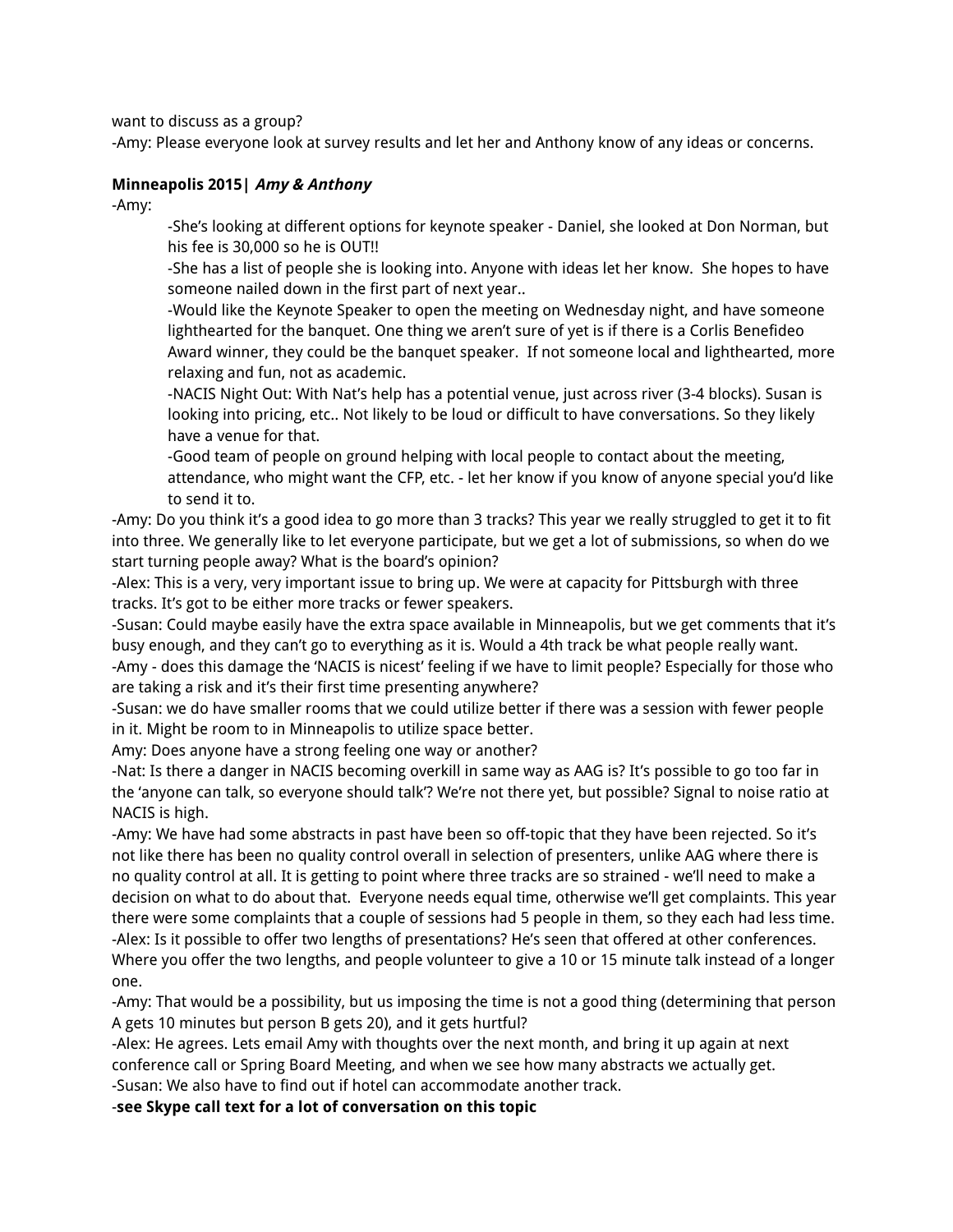want to discuss as a group?

-Amy: Please everyone look at survey results and let her and Anthony know of any ideas or concerns.

**Minneapolis 2015|** ***Amy & Anthony***

-Amy:

> -She's looking at different options for keynote speaker - Daniel, she looked at Don Norman, but his fee is 30,000 so he is OUT!!
>
> -She has a list of people she is looking into. Anyone with ideas let her know. She hopes to have someone nailed down in the first part of next year..
>
> -Would like the Keynote Speaker to open the meeting on Wednesday night, and have someone lighthearted for the banquet. One thing we aren't sure of yet is if there is a Corlis Benefideo Award winner, they could be the banquet speaker. If not someone local and lighthearted, more relaxing and fun, not as academic.
>
> -NACIS Night Out: With Nat's help has a potential venue, just across river (3-4 blocks). Susan is looking into pricing, etc.. Not likely to be loud or difficult to have conversations. So they likely have a venue for that.
>
> -Good team of people on ground helping with local people to contact about the meeting, attendance, who might want the CFP, etc. - let her know if you know of anyone special you'd like to send it to.

-Amy: Do you think it's a good idea to go more than 3 tracks? This year we really struggled to get it to fit into three. We generally like to let everyone participate, but we get a lot of submissions, so when do we start turning people away? What is the board's opinion?

-Alex: This is a very, very important issue to bring up. We were at capacity for Pittsburgh with three tracks. It's got to be either more tracks or fewer speakers.

-Susan: Could maybe easily have the extra space available in Minneapolis, but we get comments that it's busy enough, and they can't go to everything as it is. Would a 4th track be what people really want.

-Amy - does this damage the 'NACIS is nicest' feeling if we have to limit people? Especially for those who are taking a risk and it's their first time presenting anywhere?

-Susan: we do have smaller rooms that we could utilize better if there was a session with fewer people in it. Might be room to in Minneapolis to utilize space better.

Amy: Does anyone have a strong feeling one way or another?

-Nat: Is there a danger in NACIS becoming overkill in same way as AAG is? It's possible to go too far in the 'anyone can talk, so everyone should talk'? We're not there yet, but possible? Signal to noise ratio at NACIS is high.

-Amy: We have had some abstracts in past have been so off-topic that they have been rejected. So it's not like there has been no quality control overall in selection of presenters, unlike AAG where there is no quality control at all. It is getting to point where three tracks are so strained - we'll need to make a decision on what to do about that. Everyone needs equal time, otherwise we'll get complaints. This year there were some complaints that a couple of sessions had 5 people in them, so they each had less time.

-Alex: Is it possible to offer two lengths of presentations? He's seen that offered at other conferences. Where you offer the two lengths, and people volunteer to give a 10 or 15 minute talk instead of a longer one.

-Amy: That would be a possibility, but us imposing the time is not a good thing (determining that person A gets 10 minutes but person B gets 20), and it gets hurtful?

-Alex: He agrees. Lets email Amy with thoughts over the next month, and bring it up again at next conference call or Spring Board Meeting, and when we see how many abstracts we actually get.

-Susan: We also have to find out if hotel can accommodate another track.

-**see Skype call text for a lot of conversation on this topic**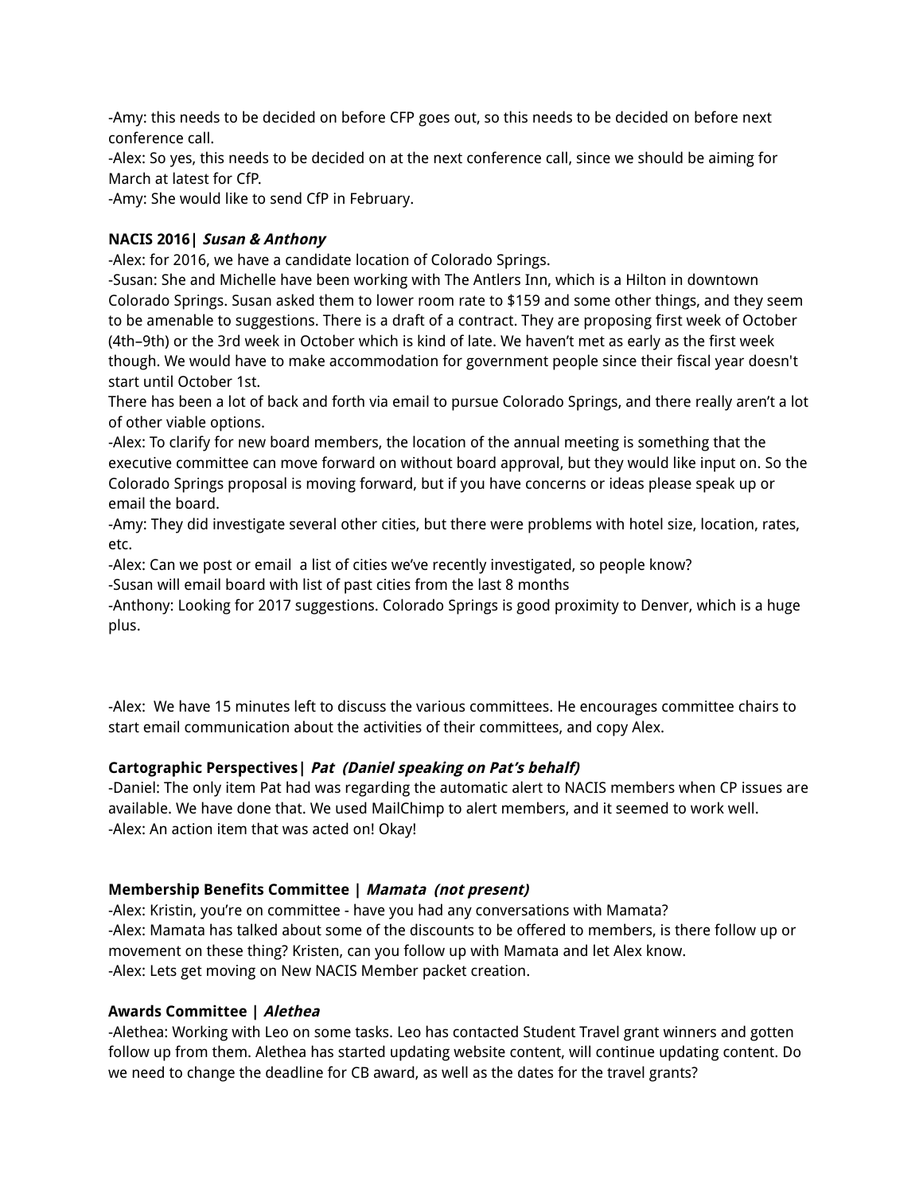-Amy: this needs to be decided on before CFP goes out, so this needs to be decided on before next conference call.
-Alex: So yes, this needs to be decided on at the next conference call, since we should be aiming for March at latest for CfP.
-Amy: She would like to send CfP in February.

**NACIS 2016|** ***Susan & Anthony***
-Alex: for 2016, we have a candidate location of Colorado Springs.
-Susan: She and Michelle have been working with The Antlers Inn, which is a Hilton in downtown Colorado Springs. Susan asked them to lower room rate to $159 and some other things, and they seem to be amenable to suggestions. There is a draft of a contract. They are proposing first week of October (4th–9th) or the 3rd week in October which is kind of late. We haven't met as early as the first week though. We would have to make accommodation for government people since their fiscal year doesn't start until October 1st.
There has been a lot of back and forth via email to pursue Colorado Springs, and there really aren't a lot of other viable options.
-Alex: To clarify for new board members, the location of the annual meeting is something that the executive committee can move forward on without board approval, but they would like input on. So the Colorado Springs proposal is moving forward, but if you have concerns or ideas please speak up or email the board.
-Amy: They did investigate several other cities, but there were problems with hotel size, location, rates, etc.
-Alex: Can we post or email a list of cities we've recently investigated, so people know?
-Susan will email board with list of past cities from the last 8 months
-Anthony: Looking for 2017 suggestions. Colorado Springs is good proximity to Denver, which is a huge plus.

-Alex: We have 15 minutes left to discuss the various committees. He encourages committee chairs to start email communication about the activities of their committees, and copy Alex.

**Cartographic Perspectives|** ***Pat (Daniel speaking on Pat's behalf)***
-Daniel: The only item Pat had was regarding the automatic alert to NACIS members when CP issues are available. We have done that. We used MailChimp to alert members, and it seemed to work well.
-Alex: An action item that was acted on! Okay!

**Membership Benefits Committee |** ***Mamata (not present)***
-Alex: Kristin, you're on committee - have you had any conversations with Mamata?
-Alex: Mamata has talked about some of the discounts to be offered to members, is there follow up or movement on these thing? Kristen, can you follow up with Mamata and let Alex know.
-Alex: Lets get moving on New NACIS Member packet creation.

**Awards Committee |** ***Alethea***
-Alethea: Working with Leo on some tasks. Leo has contacted Student Travel grant winners and gotten follow up from them. Alethea has started updating website content, will continue updating content. Do we need to change the deadline for CB award, as well as the dates for the travel grants?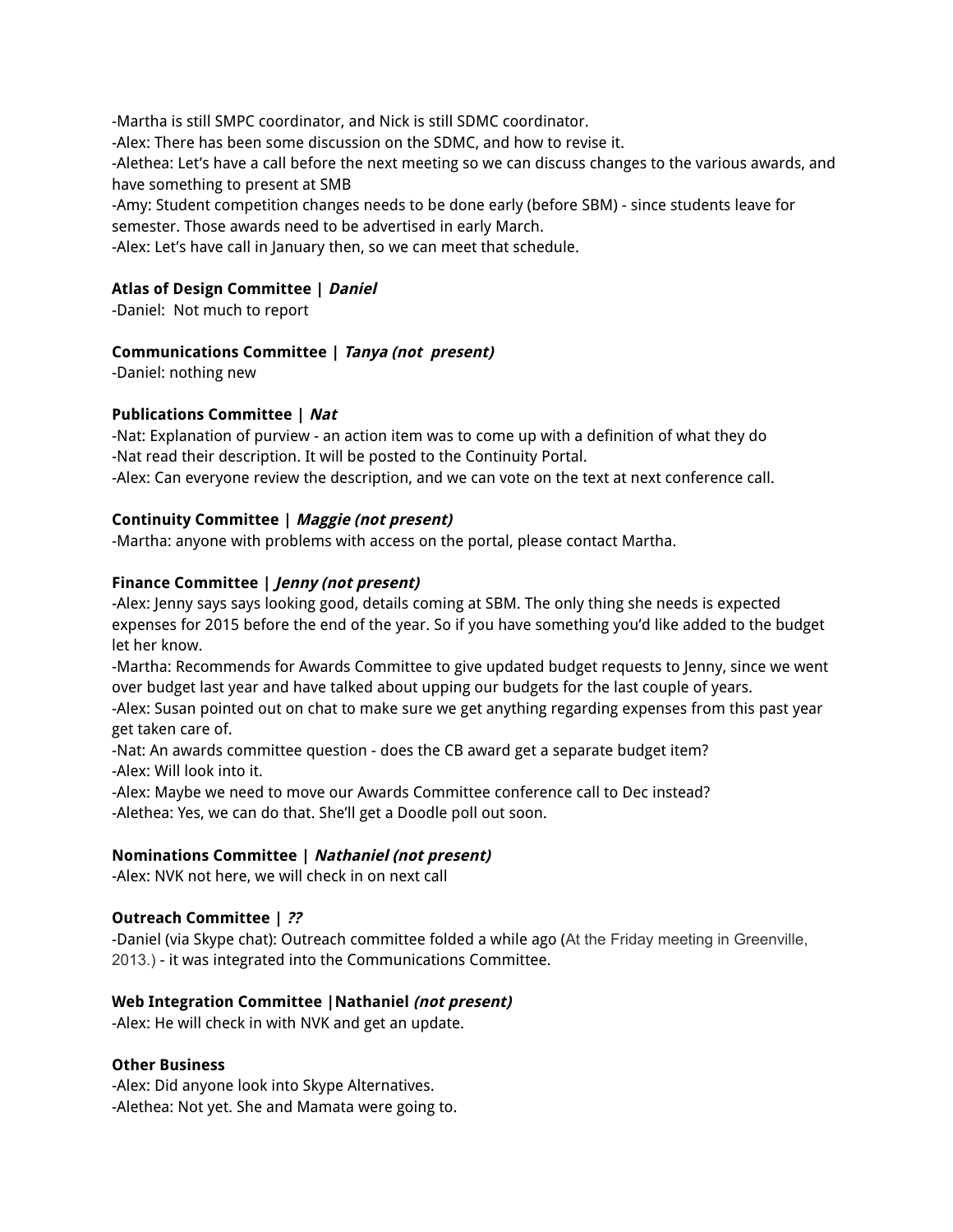-Martha is still SMPC coordinator, and Nick is still SDMC coordinator.
-Alex: There has been some discussion on the SDMC, and how to revise it.
-Alethea: Let's have a call before the next meeting so we can discuss changes to the various awards, and have something to present at SMB
-Amy: Student competition changes needs to be done early (before SBM) - since students leave for semester. Those awards need to be advertised in early March.
-Alex: Let's have call in January then, so we can meet that schedule.

**Atlas of Design Committee | *Daniel***
-Daniel: Not much to report

**Communications Committee | *Tanya (not present)***
-Daniel: nothing new

**Publications Committee | *Nat***
-Nat: Explanation of purview - an action item was to come up with a definition of what they do
-Nat read their description. It will be posted to the Continuity Portal.
-Alex: Can everyone review the description, and we can vote on the text at next conference call.

**Continuity Committee | *Maggie (not present)***
-Martha: anyone with problems with access on the portal, please contact Martha.

**Finance Committee | *Jenny (not present)***
-Alex: Jenny says says looking good, details coming at SBM. The only thing she needs is expected expenses for 2015 before the end of the year. So if you have something you'd like added to the budget let her know.
-Martha: Recommends for Awards Committee to give updated budget requests to Jenny, since we went over budget last year and have talked about upping our budgets for the last couple of years.
-Alex: Susan pointed out on chat to make sure we get anything regarding expenses from this past year get taken care of.
-Nat: An awards committee question - does the CB award get a separate budget item?
-Alex: Will look into it.
-Alex: Maybe we need to move our Awards Committee conference call to Dec instead?
-Alethea: Yes, we can do that. She'll get a Doodle poll out soon.

**Nominations Committee | *Nathaniel (not present)***
-Alex: NVK not here, we will check in on next call

**Outreach Committee | *??***
-Daniel (via Skype chat): Outreach committee folded a while ago (At the Friday meeting in Greenville, 2013.) - it was integrated into the Communications Committee.

**Web Integration Committee |Nathaniel *(not present)***
-Alex: He will check in with NVK and get an update.

**Other Business**
-Alex: Did anyone look into Skype Alternatives.
-Alethea: Not yet. She and Mamata were going to.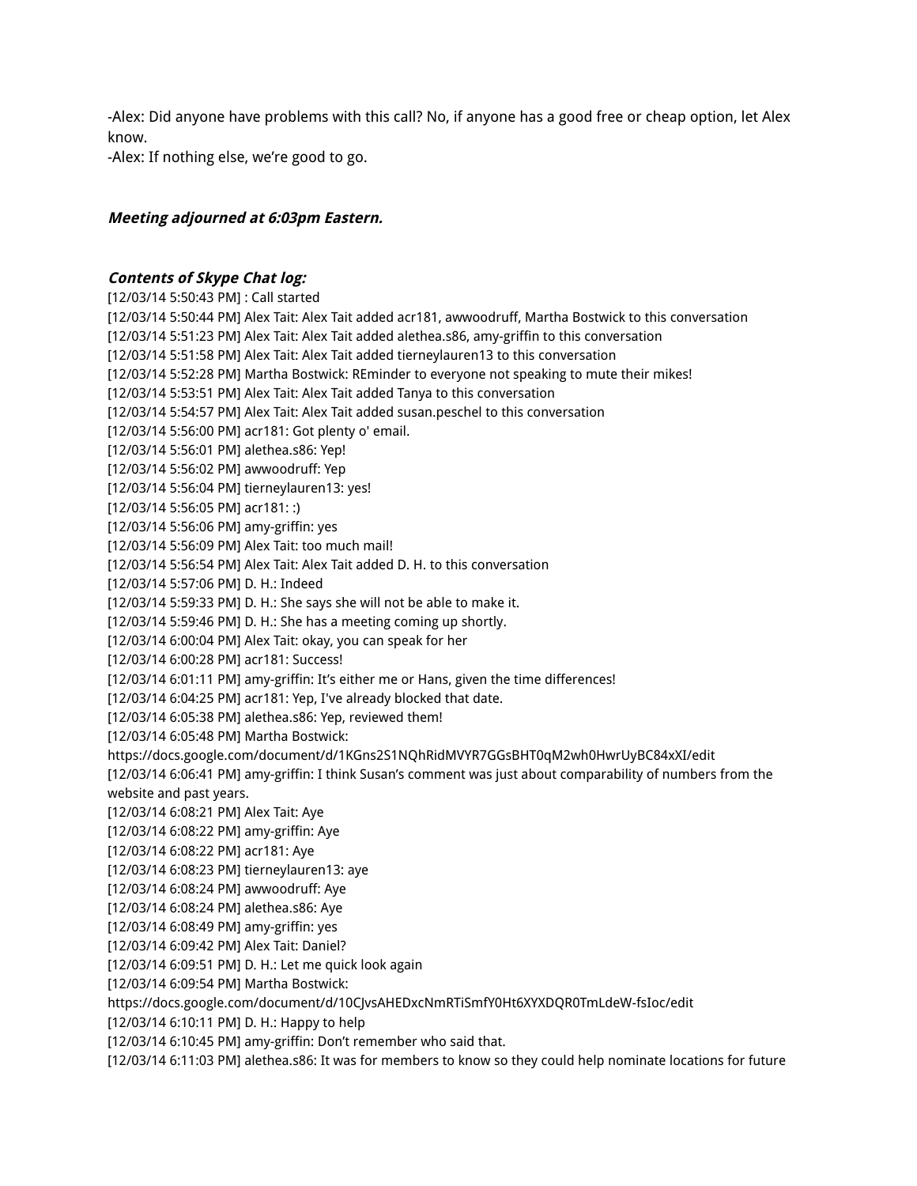-Alex: Did anyone have problems with this call? No, if anyone has a good free or cheap option, let Alex know.
-Alex: If nothing else, we're good to go.

***Meeting adjourned at 6:03pm Eastern.***

***Contents of Skype Chat log:***

[12/03/14 5:50:43 PM] : Call started
[12/03/14 5:50:44 PM] Alex Tait: Alex Tait added acr181, awwoodruff, Martha Bostwick to this conversation
[12/03/14 5:51:23 PM] Alex Tait: Alex Tait added alethea.s86, amy-griffin to this conversation
[12/03/14 5:51:58 PM] Alex Tait: Alex Tait added tierneylauren13 to this conversation
[12/03/14 5:52:28 PM] Martha Bostwick: REminder to everyone not speaking to mute their mikes!
[12/03/14 5:53:51 PM] Alex Tait: Alex Tait added Tanya to this conversation
[12/03/14 5:54:57 PM] Alex Tait: Alex Tait added susan.peschel to this conversation
[12/03/14 5:56:00 PM] acr181: Got plenty o' email.
[12/03/14 5:56:01 PM] alethea.s86: Yep!
[12/03/14 5:56:02 PM] awwoodruff: Yep
[12/03/14 5:56:04 PM] tierneylauren13: yes!
[12/03/14 5:56:05 PM] acr181: :)
[12/03/14 5:56:06 PM] amy-griffin: yes
[12/03/14 5:56:09 PM] Alex Tait: too much mail!
[12/03/14 5:56:54 PM] Alex Tait: Alex Tait added D. H. to this conversation
[12/03/14 5:57:06 PM] D. H.: Indeed
[12/03/14 5:59:33 PM] D. H.: She says she will not be able to make it.
[12/03/14 5:59:46 PM] D. H.: She has a meeting coming up shortly.
[12/03/14 6:00:04 PM] Alex Tait: okay, you can speak for her
[12/03/14 6:00:28 PM] acr181: Success!
[12/03/14 6:01:11 PM] amy-griffin: It's either me or Hans, given the time differences!
[12/03/14 6:04:25 PM] acr181: Yep, I've already blocked that date.
[12/03/14 6:05:38 PM] alethea.s86: Yep, reviewed them!
[12/03/14 6:05:48 PM] Martha Bostwick:
https://docs.google.com/document/d/1KGns2S1NQhRidMVYR7GGsBHT0qM2wh0HwrUyBC84xXI/edit
[12/03/14 6:06:41 PM] amy-griffin: I think Susan's comment was just about comparability of numbers from the website and past years.
[12/03/14 6:08:21 PM] Alex Tait: Aye
[12/03/14 6:08:22 PM] amy-griffin: Aye
[12/03/14 6:08:22 PM] acr181: Aye
[12/03/14 6:08:23 PM] tierneylauren13: aye
[12/03/14 6:08:24 PM] awwoodruff: Aye
[12/03/14 6:08:24 PM] alethea.s86: Aye
[12/03/14 6:08:49 PM] amy-griffin: yes
[12/03/14 6:09:42 PM] Alex Tait: Daniel?
[12/03/14 6:09:51 PM] D. H.: Let me quick look again
[12/03/14 6:09:54 PM] Martha Bostwick:
https://docs.google.com/document/d/10CJvsAHEDxcNmRTiSmfY0Ht6XYXDQR0TmLdeW-fsIoc/edit
[12/03/14 6:10:11 PM] D. H.: Happy to help
[12/03/14 6:10:45 PM] amy-griffin: Don't remember who said that.
[12/03/14 6:11:03 PM] alethea.s86: It was for members to know so they could help nominate locations for future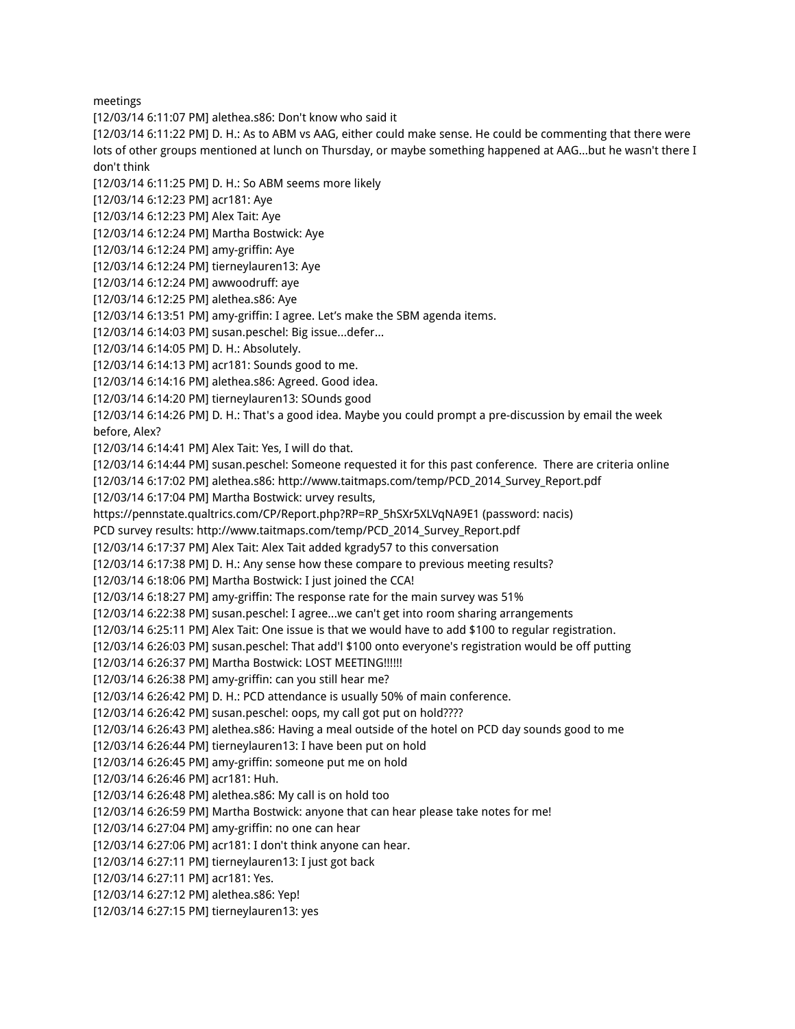meetings
[12/03/14 6:11:07 PM] alethea.s86: Don't know who said it
[12/03/14 6:11:22 PM] D. H.: As to ABM vs AAG, either could make sense. He could be commenting that there were lots of other groups mentioned at lunch on Thursday, or maybe something happened at AAG...but he wasn't there I don't think
[12/03/14 6:11:25 PM] D. H.: So ABM seems more likely
[12/03/14 6:12:23 PM] acr181: Aye
[12/03/14 6:12:23 PM] Alex Tait: Aye
[12/03/14 6:12:24 PM] Martha Bostwick: Aye
[12/03/14 6:12:24 PM] amy-griffin: Aye
[12/03/14 6:12:24 PM] tierneylauren13: Aye
[12/03/14 6:12:24 PM] awwoodruff: aye
[12/03/14 6:12:25 PM] alethea.s86: Aye
[12/03/14 6:13:51 PM] amy-griffin: I agree. Let's make the SBM agenda items.
[12/03/14 6:14:03 PM] susan.peschel: Big issue...defer...
[12/03/14 6:14:05 PM] D. H.: Absolutely.
[12/03/14 6:14:13 PM] acr181: Sounds good to me.
[12/03/14 6:14:16 PM] alethea.s86: Agreed. Good idea.
[12/03/14 6:14:20 PM] tierneylauren13: SOunds good
[12/03/14 6:14:26 PM] D. H.: That's a good idea. Maybe you could prompt a pre-discussion by email the week before, Alex?
[12/03/14 6:14:41 PM] Alex Tait: Yes, I will do that.
[12/03/14 6:14:44 PM] susan.peschel: Someone requested it for this past conference. There are criteria online
[12/03/14 6:17:02 PM] alethea.s86: http://www.taitmaps.com/temp/PCD_2014_Survey_Report.pdf
[12/03/14 6:17:04 PM] Martha Bostwick: urvey results,
https://pennstate.qualtrics.com/CP/Report.php?RP=RP_5hSXr5XLVqNA9E1 (password: nacis)
PCD survey results: http://www.taitmaps.com/temp/PCD_2014_Survey_Report.pdf
[12/03/14 6:17:37 PM] Alex Tait: Alex Tait added kgrady57 to this conversation
[12/03/14 6:17:38 PM] D. H.: Any sense how these compare to previous meeting results?
[12/03/14 6:18:06 PM] Martha Bostwick: I just joined the CCA!
[12/03/14 6:18:27 PM] amy-griffin: The response rate for the main survey was 51%
[12/03/14 6:22:38 PM] susan.peschel: I agree...we can't get into room sharing arrangements
[12/03/14 6:25:11 PM] Alex Tait: One issue is that we would have to add $100 to regular registration.
[12/03/14 6:26:03 PM] susan.peschel: That add'l $100 onto everyone's registration would be off putting
[12/03/14 6:26:37 PM] Martha Bostwick: LOST MEETING!!!!!!
[12/03/14 6:26:38 PM] amy-griffin: can you still hear me?
[12/03/14 6:26:42 PM] D. H.: PCD attendance is usually 50% of main conference.
[12/03/14 6:26:42 PM] susan.peschel: oops, my call got put on hold????
[12/03/14 6:26:43 PM] alethea.s86: Having a meal outside of the hotel on PCD day sounds good to me
[12/03/14 6:26:44 PM] tierneylauren13: I have been put on hold
[12/03/14 6:26:45 PM] amy-griffin: someone put me on hold
[12/03/14 6:26:46 PM] acr181: Huh.
[12/03/14 6:26:48 PM] alethea.s86: My call is on hold too
[12/03/14 6:26:59 PM] Martha Bostwick: anyone that can hear please take notes for me!
[12/03/14 6:27:04 PM] amy-griffin: no one can hear
[12/03/14 6:27:06 PM] acr181: I don't think anyone can hear.
[12/03/14 6:27:11 PM] tierneylauren13: I just got back
[12/03/14 6:27:11 PM] acr181: Yes.
[12/03/14 6:27:12 PM] alethea.s86: Yep!
[12/03/14 6:27:15 PM] tierneylauren13: yes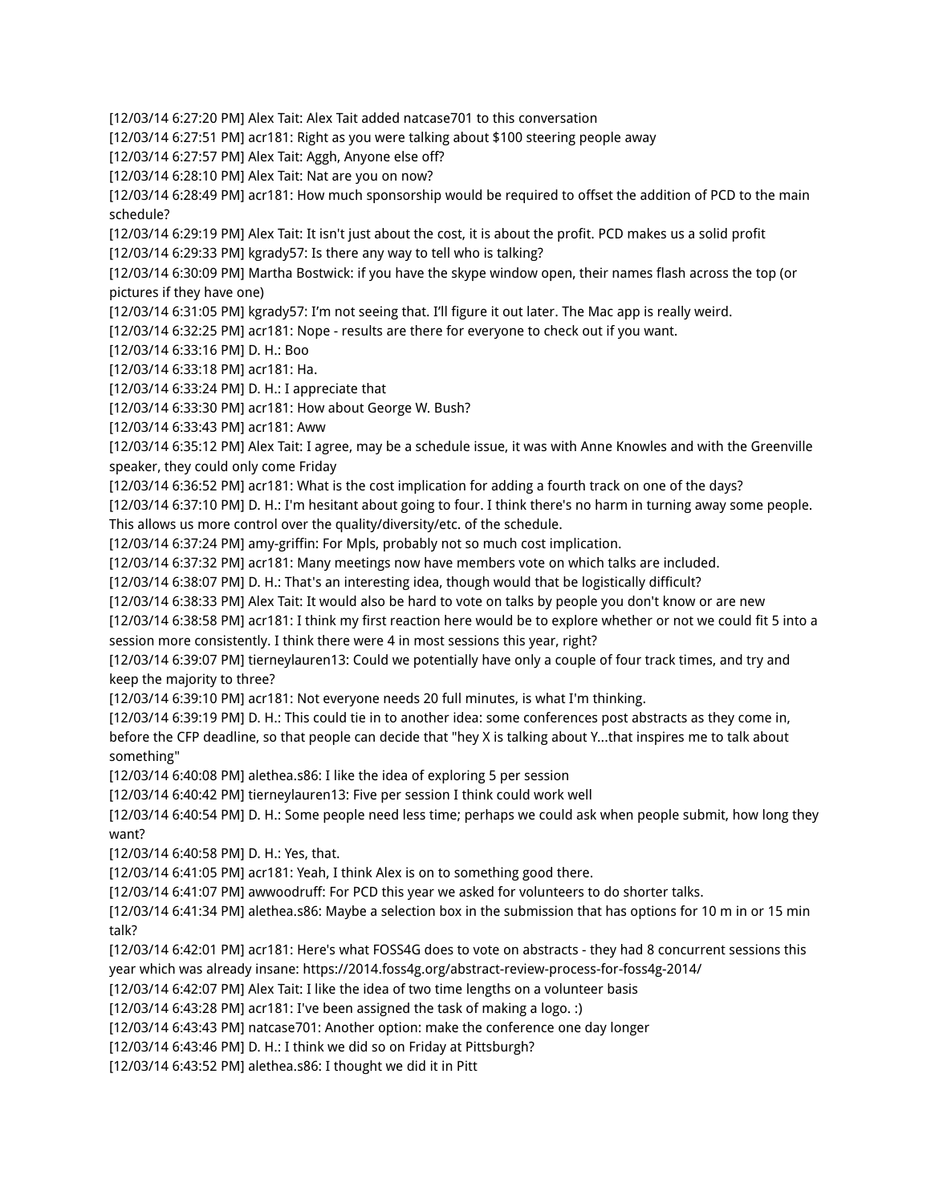[12/03/14 6:27:20 PM] Alex Tait: Alex Tait added natcase701 to this conversation

[12/03/14 6:27:51 PM] acr181: Right as you were talking about $100 steering people away

[12/03/14 6:27:57 PM] Alex Tait: Aggh, Anyone else off?

[12/03/14 6:28:10 PM] Alex Tait: Nat are you on now?

[12/03/14 6:28:49 PM] acr181: How much sponsorship would be required to offset the addition of PCD to the main schedule?

[12/03/14 6:29:19 PM] Alex Tait: It isn't just about the cost, it is about the profit. PCD makes us a solid profit

[12/03/14 6:29:33 PM] kgrady57: Is there any way to tell who is talking?

[12/03/14 6:30:09 PM] Martha Bostwick: if you have the skype window open, their names flash across the top (or pictures if they have one)

[12/03/14 6:31:05 PM] kgrady57: I'm not seeing that. I'll figure it out later. The Mac app is really weird.

[12/03/14 6:32:25 PM] acr181: Nope - results are there for everyone to check out if you want.

[12/03/14 6:33:16 PM] D. H.: Boo

[12/03/14 6:33:18 PM] acr181: Ha.

[12/03/14 6:33:24 PM] D. H.: I appreciate that

[12/03/14 6:33:30 PM] acr181: How about George W. Bush?

[12/03/14 6:33:43 PM] acr181: Aww

[12/03/14 6:35:12 PM] Alex Tait: I agree, may be a schedule issue, it was with Anne Knowles and with the Greenville speaker, they could only come Friday

[12/03/14 6:36:52 PM] acr181: What is the cost implication for adding a fourth track on one of the days?

[12/03/14 6:37:10 PM] D. H.: I'm hesitant about going to four. I think there's no harm in turning away some people. This allows us more control over the quality/diversity/etc. of the schedule.

[12/03/14 6:37:24 PM] amy-griffin: For Mpls, probably not so much cost implication.

[12/03/14 6:37:32 PM] acr181: Many meetings now have members vote on which talks are included.

[12/03/14 6:38:07 PM] D. H.: That's an interesting idea, though would that be logistically difficult?

[12/03/14 6:38:33 PM] Alex Tait: It would also be hard to vote on talks by people you don't know or are new

[12/03/14 6:38:58 PM] acr181: I think my first reaction here would be to explore whether or not we could fit 5 into a session more consistently. I think there were 4 in most sessions this year, right?

[12/03/14 6:39:07 PM] tierneylauren13: Could we potentially have only a couple of four track times, and try and keep the majority to three?

[12/03/14 6:39:10 PM] acr181: Not everyone needs 20 full minutes, is what I'm thinking.

[12/03/14 6:39:19 PM] D. H.: This could tie in to another idea: some conferences post abstracts as they come in, before the CFP deadline, so that people can decide that "hey X is talking about Y...that inspires me to talk about something"

[12/03/14 6:40:08 PM] alethea.s86: I like the idea of exploring 5 per session

[12/03/14 6:40:42 PM] tierneylauren13: Five per session I think could work well

[12/03/14 6:40:54 PM] D. H.: Some people need less time; perhaps we could ask when people submit, how long they want?

[12/03/14 6:40:58 PM] D. H.: Yes, that.

[12/03/14 6:41:05 PM] acr181: Yeah, I think Alex is on to something good there.

[12/03/14 6:41:07 PM] awwoodruff: For PCD this year we asked for volunteers to do shorter talks.

[12/03/14 6:41:34 PM] alethea.s86: Maybe a selection box in the submission that has options for 10 m in or 15 min talk?

[12/03/14 6:42:01 PM] acr181: Here's what FOSS4G does to vote on abstracts - they had 8 concurrent sessions this year which was already insane: https://2014.foss4g.org/abstract-review-process-for-foss4g-2014/

[12/03/14 6:42:07 PM] Alex Tait: I like the idea of two time lengths on a volunteer basis

[12/03/14 6:43:28 PM] acr181: I've been assigned the task of making a logo. :)

[12/03/14 6:43:43 PM] natcase701: Another option: make the conference one day longer

[12/03/14 6:43:46 PM] D. H.: I think we did so on Friday at Pittsburgh?

[12/03/14 6:43:52 PM] alethea.s86: I thought we did it in Pitt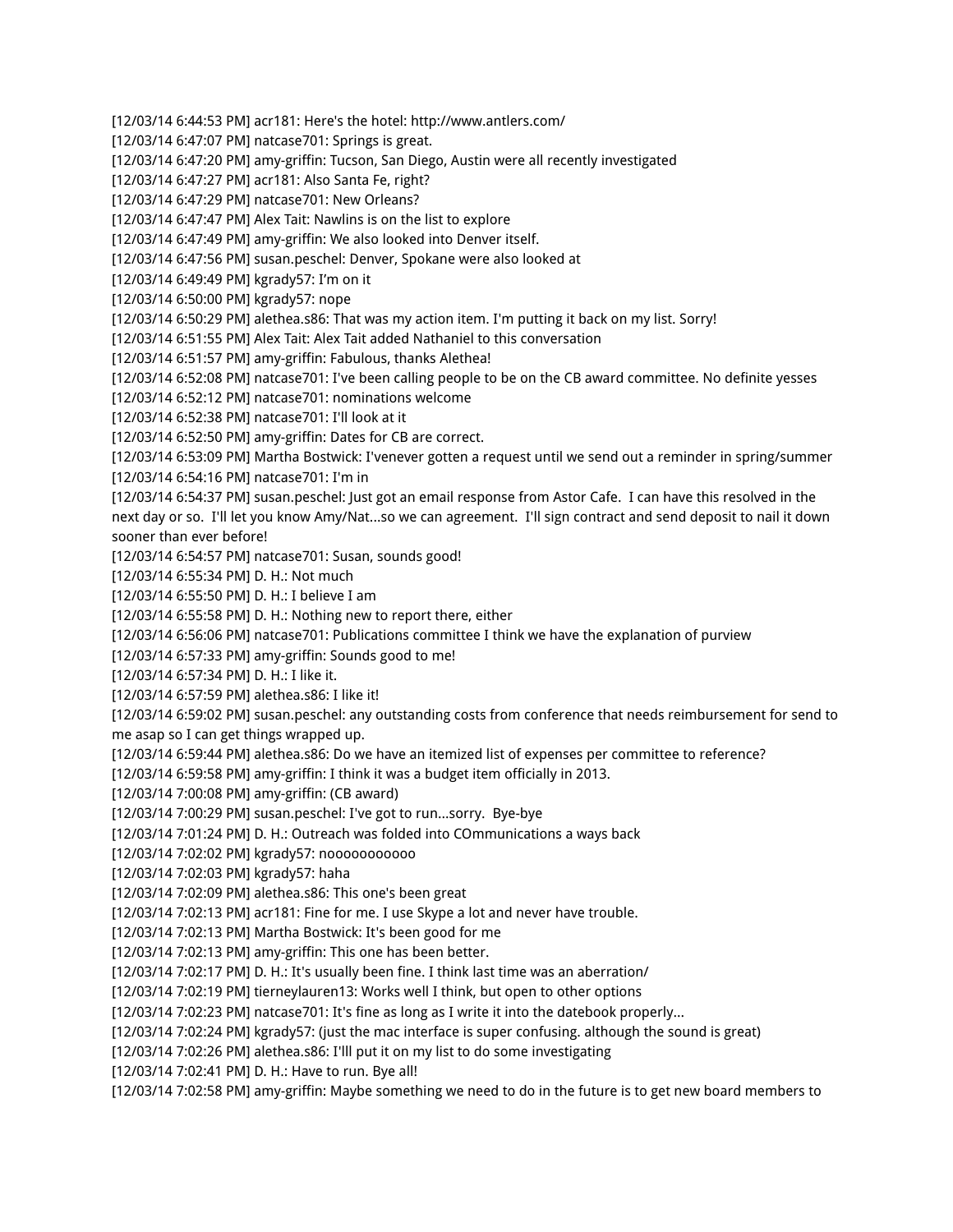[12/03/14 6:44:53 PM] acr181: Here's the hotel: http://www.antlers.com/

[12/03/14 6:47:07 PM] natcase701: Springs is great.

[12/03/14 6:47:20 PM] amy-griffin: Tucson, San Diego, Austin were all recently investigated

[12/03/14 6:47:27 PM] acr181: Also Santa Fe, right?

[12/03/14 6:47:29 PM] natcase701: New Orleans?

[12/03/14 6:47:47 PM] Alex Tait: Nawlins is on the list to explore

[12/03/14 6:47:49 PM] amy-griffin: We also looked into Denver itself.

[12/03/14 6:47:56 PM] susan.peschel: Denver, Spokane were also looked at

[12/03/14 6:49:49 PM] kgrady57: I'm on it

[12/03/14 6:50:00 PM] kgrady57: nope

[12/03/14 6:50:29 PM] alethea.s86: That was my action item. I'm putting it back on my list. Sorry!

[12/03/14 6:51:55 PM] Alex Tait: Alex Tait added Nathaniel to this conversation

[12/03/14 6:51:57 PM] amy-griffin: Fabulous, thanks Alethea!

[12/03/14 6:52:08 PM] natcase701: I've been calling people to be on the CB award committee. No definite yesses

[12/03/14 6:52:12 PM] natcase701: nominations welcome

[12/03/14 6:52:38 PM] natcase701: I'll look at it

[12/03/14 6:52:50 PM] amy-griffin: Dates for CB are correct.

[12/03/14 6:53:09 PM] Martha Bostwick: I'venever gotten a request until we send out a reminder in spring/summer

[12/03/14 6:54:16 PM] natcase701: I'm in

[12/03/14 6:54:37 PM] susan.peschel: Just got an email response from Astor Cafe. I can have this resolved in the next day or so. I'll let you know Amy/Nat...so we can agreement. I'll sign contract and send deposit to nail it down sooner than ever before!

[12/03/14 6:54:57 PM] natcase701: Susan, sounds good!

[12/03/14 6:55:34 PM] D. H.: Not much

[12/03/14 6:55:50 PM] D. H.: I believe I am

[12/03/14 6:55:58 PM] D. H.: Nothing new to report there, either

[12/03/14 6:56:06 PM] natcase701: Publications committee I think we have the explanation of purview

[12/03/14 6:57:33 PM] amy-griffin: Sounds good to me!

[12/03/14 6:57:34 PM] D. H.: I like it.

[12/03/14 6:57:59 PM] alethea.s86: I like it!

[12/03/14 6:59:02 PM] susan.peschel: any outstanding costs from conference that needs reimbursement for send to me asap so I can get things wrapped up.

[12/03/14 6:59:44 PM] alethea.s86: Do we have an itemized list of expenses per committee to reference?

[12/03/14 6:59:58 PM] amy-griffin: I think it was a budget item officially in 2013.

[12/03/14 7:00:08 PM] amy-griffin: (CB award)

[12/03/14 7:00:29 PM] susan.peschel: I've got to run...sorry. Bye-bye

[12/03/14 7:01:24 PM] D. H.: Outreach was folded into COmmunications a ways back

[12/03/14 7:02:02 PM] kgrady57: noooooooooo

[12/03/14 7:02:03 PM] kgrady57: haha

[12/03/14 7:02:09 PM] alethea.s86: This one's been great

[12/03/14 7:02:13 PM] acr181: Fine for me. I use Skype a lot and never have trouble.

[12/03/14 7:02:13 PM] Martha Bostwick: It's been good for me

[12/03/14 7:02:13 PM] amy-griffin: This one has been better.

[12/03/14 7:02:17 PM] D. H.: It's usually been fine. I think last time was an aberration/

[12/03/14 7:02:19 PM] tierneylauren13: Works well I think, but open to other options

[12/03/14 7:02:23 PM] natcase701: It's fine as long as I write it into the datebook properly...

[12/03/14 7:02:24 PM] kgrady57: (just the mac interface is super confusing. although the sound is great)

[12/03/14 7:02:26 PM] alethea.s86: I'lll put it on my list to do some investigating

[12/03/14 7:02:41 PM] D. H.: Have to run. Bye all!

[12/03/14 7:02:58 PM] amy-griffin: Maybe something we need to do in the future is to get new board members to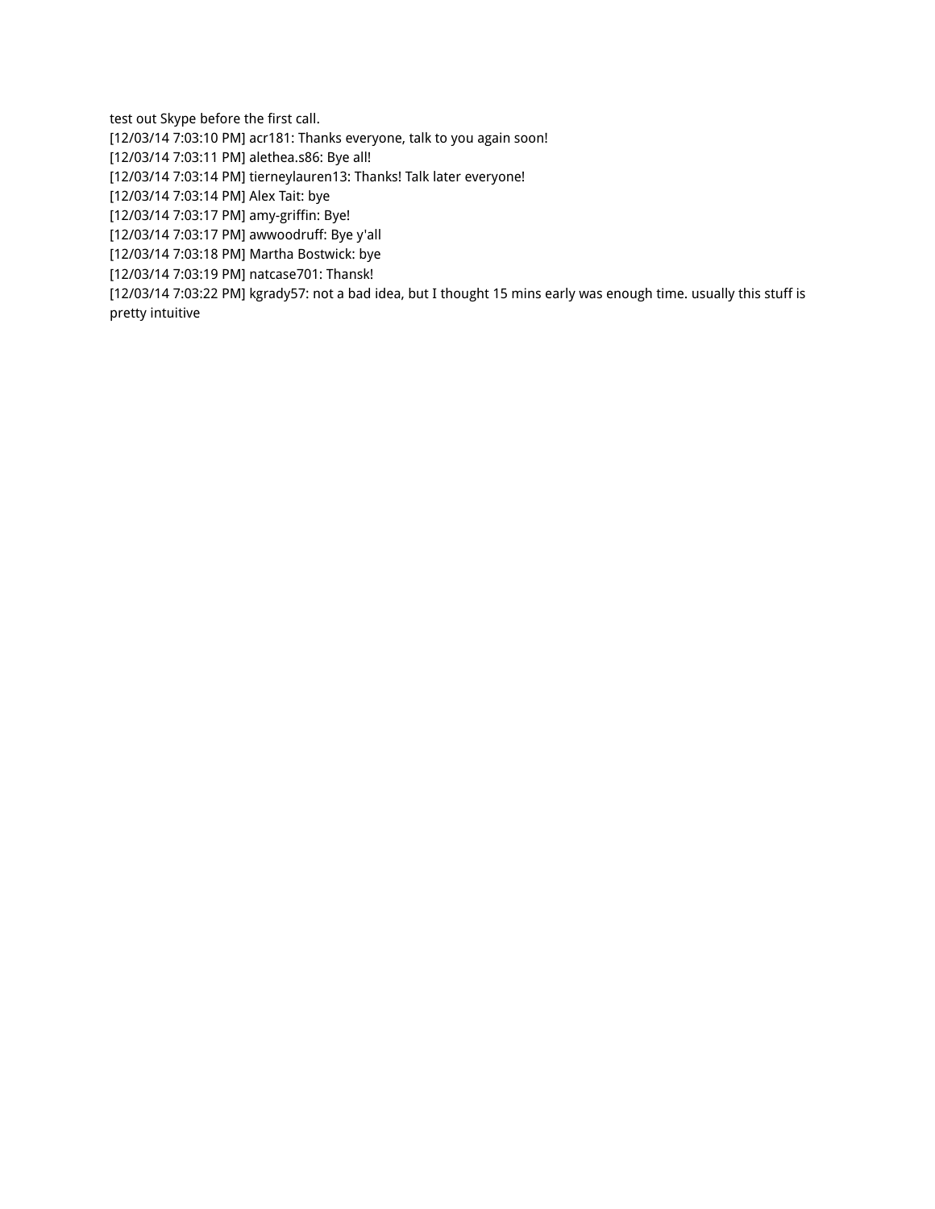test out Skype before the first call.
[12/03/14 7:03:10 PM] acr181: Thanks everyone, talk to you again soon!
[12/03/14 7:03:11 PM] alethea.s86: Bye all!
[12/03/14 7:03:14 PM] tierneylauren13: Thanks! Talk later everyone!
[12/03/14 7:03:14 PM] Alex Tait: bye
[12/03/14 7:03:17 PM] amy-griffin: Bye!
[12/03/14 7:03:17 PM] awwoodruff: Bye y'all
[12/03/14 7:03:18 PM] Martha Bostwick: bye
[12/03/14 7:03:19 PM] natcase701: Thansk!
[12/03/14 7:03:22 PM] kgrady57: not a bad idea, but I thought 15 mins early was enough time. usually this stuff is pretty intuitive